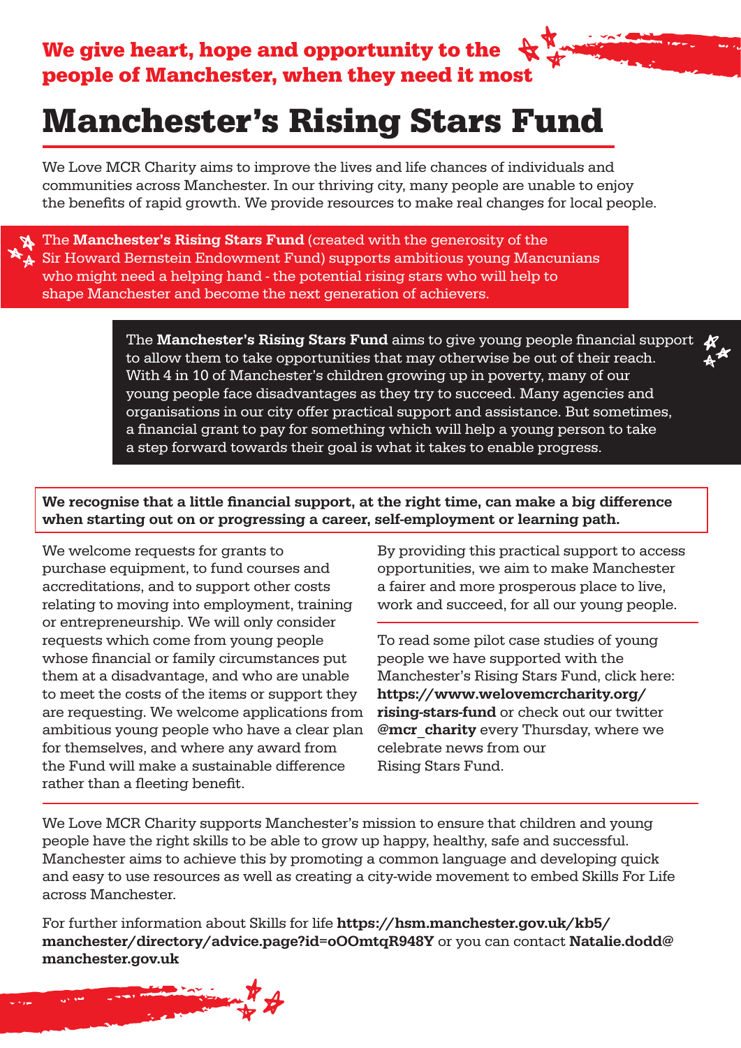**We give heart, hope and opportunity to the people of Manchester, when they need it most**

# Manchester's Rising Stars Fund

We Love MCR Charity aims to improve the lives and life chances of individuals and communities across Manchester. In our thriving city, many people are unable to enjoy the benefits of rapid growth. We provide resources to make real changes for local people.

The **Manchester's Rising Stars Fund** (created with the generosity of the Sir Howard Bernstein Endowment Fund) supports ambitious young Mancunians who might need a helping hand - the potential rising stars who will help to shape Manchester and become the next generation of achievers.

The **Manchester's Rising Stars Fund** aims to give young people financial support to allow them to take opportunities that may otherwise be out of their reach. With 4 in 10 of Manchester's children growing up in poverty, many of our young people face disadvantages as they try to succeed. Many agencies and organisations in our city offer practical support and assistance. But sometimes, a financial grant to pay for something which will help a young person to take a step forward towards their goal is what it takes to enable progress.

**We recognise that a little financial support, at the right time, can make a big difference when starting out on or progressing a career, self-employment or learning path.**

We welcome requests for grants to purchase equipment, to fund courses and accreditations, and to support other costs relating to moving into employment, training or entrepreneurship. We will only consider requests which come from young people whose financial or family circumstances put them at a disadvantage, and who are unable to meet the costs of the items or support they are requesting. We welcome applications from ambitious young people who have a clear plan for themselves, and where any award from the Fund will make a sustainable difference rather than a fleeting benefit.

By providing this practical support to access opportunities, we aim to make Manchester a fairer and more prosperous place to live, work and succeed, for all our young people.

To read some pilot case studies of young people we have supported with the Manchester's Rising Stars Fund, click here: **https://www.welovemcrcharity.org/rising-stars-fund** or check out our twitter **@mcr_charity** every Thursday, where we celebrate news from our Rising Stars Fund.

We Love MCR Charity supports Manchester's mission to ensure that children and young people have the right skills to be able to grow up happy, healthy, safe and successful. Manchester aims to achieve this by promoting a common language and developing quick and easy to use resources as well as creating a city-wide movement to embed Skills For Life across Manchester.

For further information about Skills for life **https://hsm.manchester.gov.uk/kb5/manchester/directory/advice.page?id=oOOmtqR948Y** or you can contact **Natalie.dodd@manchester.gov.uk**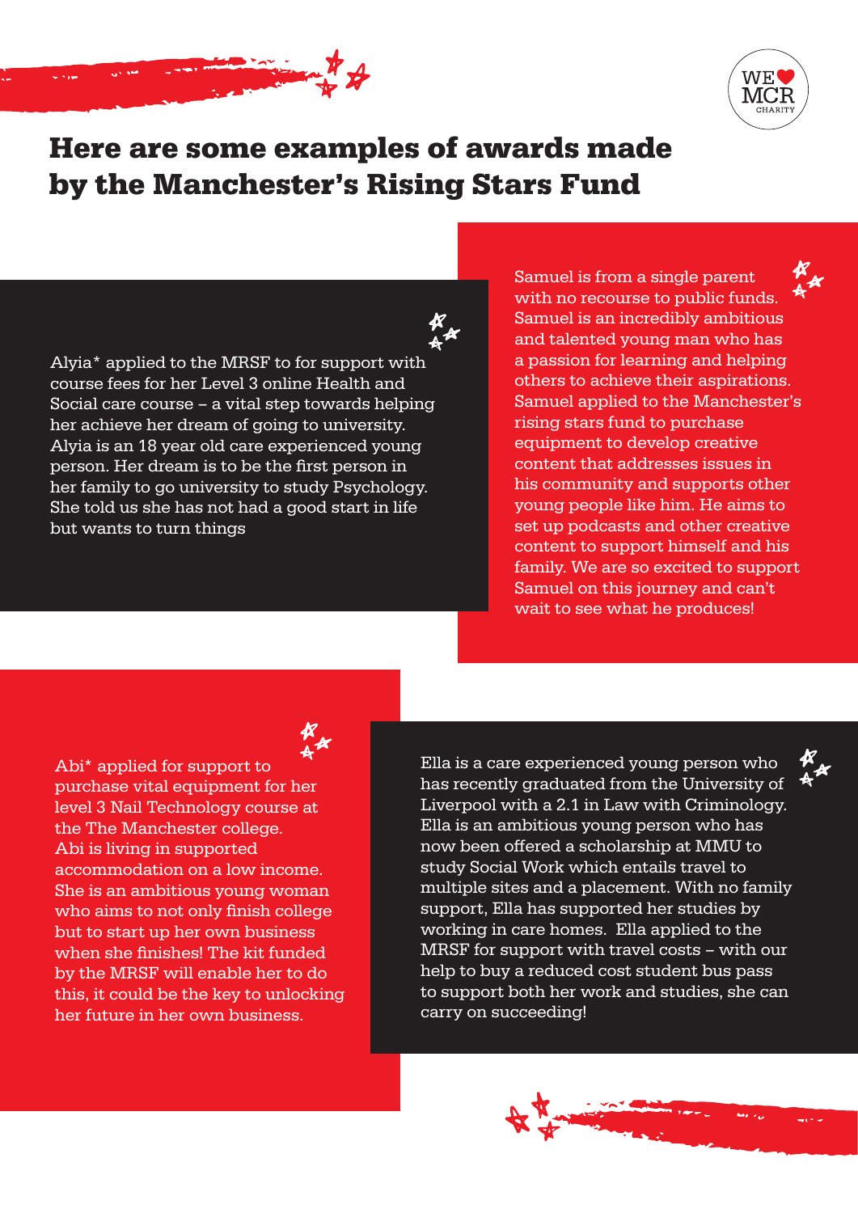# Here are some examples of awards made by the Manchester's Rising Stars Fund

Alyia* applied to the MRSF to for support with course fees for her Level 3 online Health and Social care course – a vital step towards helping her achieve her dream of going to university. Alyia is an 18 year old care experienced young person. Her dream is to be the first person in her family to go university to study Psychology. She told us she has not had a good start in life but wants to turn things

Samuel is from a single parent with no recourse to public funds. Samuel is an incredibly ambitious and talented young man who has a passion for learning and helping others to achieve their aspirations. Samuel applied to the Manchester's rising stars fund to purchase equipment to develop creative content that addresses issues in his community and supports other young people like him. He aims to set up podcasts and other creative content to support himself and his family. We are so excited to support Samuel on this journey and can't wait to see what he produces!

Abi* applied for support to purchase vital equipment for her level 3 Nail Technology course at the The Manchester college. Abi is living in supported accommodation on a low income. She is an ambitious young woman who aims to not only finish college but to start up her own business when she finishes! The kit funded by the MRSF will enable her to do this, it could be the key to unlocking her future in her own business.

Ella is a care experienced young person who has recently graduated from the University of Liverpool with a 2.1 in Law with Criminology. Ella is an ambitious young person who has now been offered a scholarship at MMU to study Social Work which entails travel to multiple sites and a placement. With no family support, Ella has supported her studies by working in care homes. Ella applied to the MRSF for support with travel costs – with our help to buy a reduced cost student bus pass to support both her work and studies, she can carry on succeeding!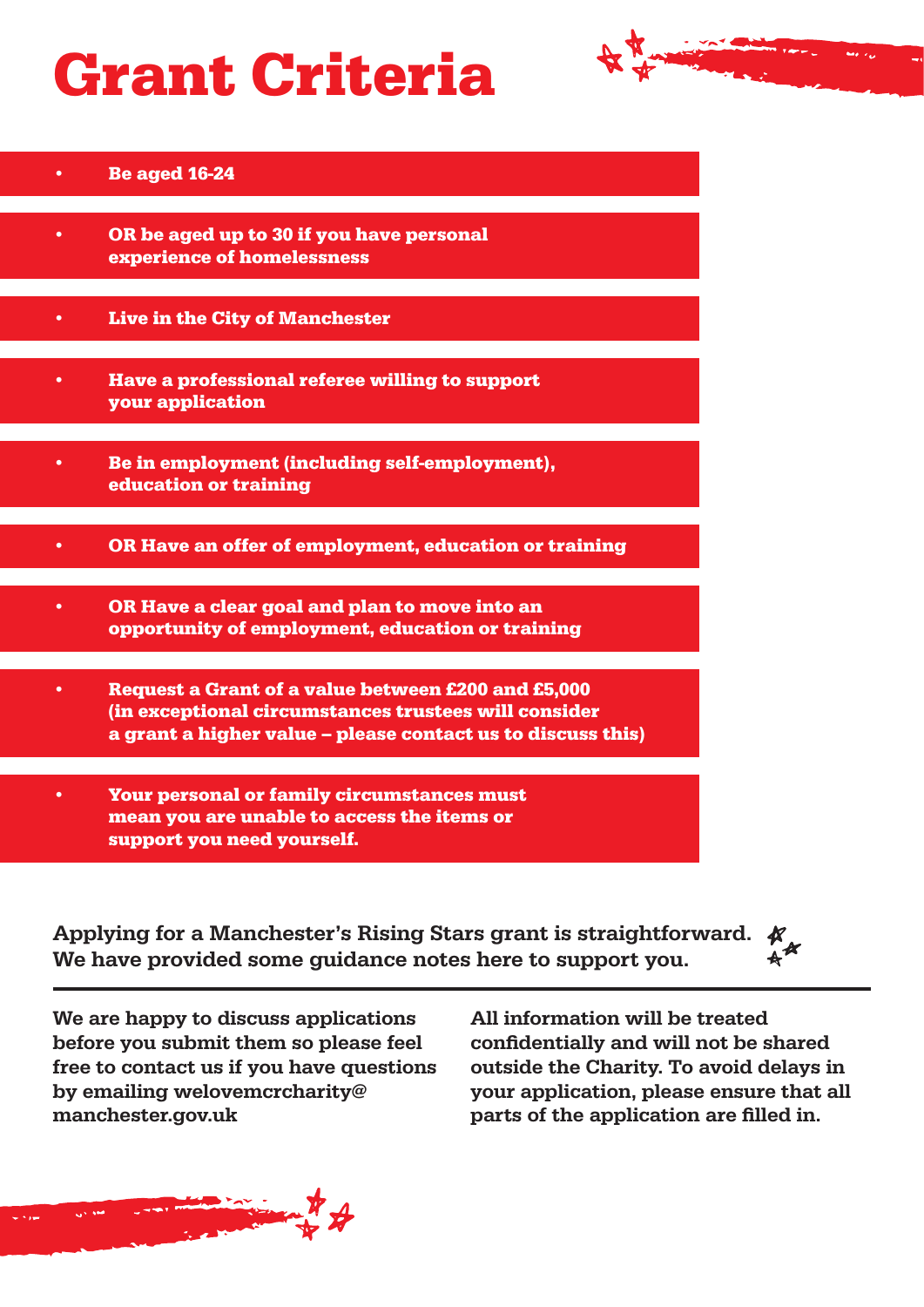# Grant Criteria

- **Be aged 16-24**
- **OR be aged up to 30 if you have personal experience of homelessness**
- **Live in the City of Manchester**
- **Have a professional referee willing to support your application**
- **Be in employment (including self-employment), education or training**
- **OR Have an offer of employment, education or training**
- **OR Have a clear goal and plan to move into an opportunity of employment, education or training**
- **Request a Grant of a value between £200 and £5,000 (in exceptional circumstances trustees will consider a grant a higher value – please contact us to discuss this)**
- **Your personal or family circumstances must mean you are unable to access the items or support you need yourself.**

**Applying for a Manchester's Rising Stars grant is straightforward. We have provided some guidance notes here to support you.**

---

**We are happy to discuss applications before you submit them so please feel free to contact us if you have questions by emailing welovemcrcharity@manchester.gov.uk**

**All information will be treated confidentially and will not be shared outside the Charity. To avoid delays in your application, please ensure that all parts of the application are filled in.**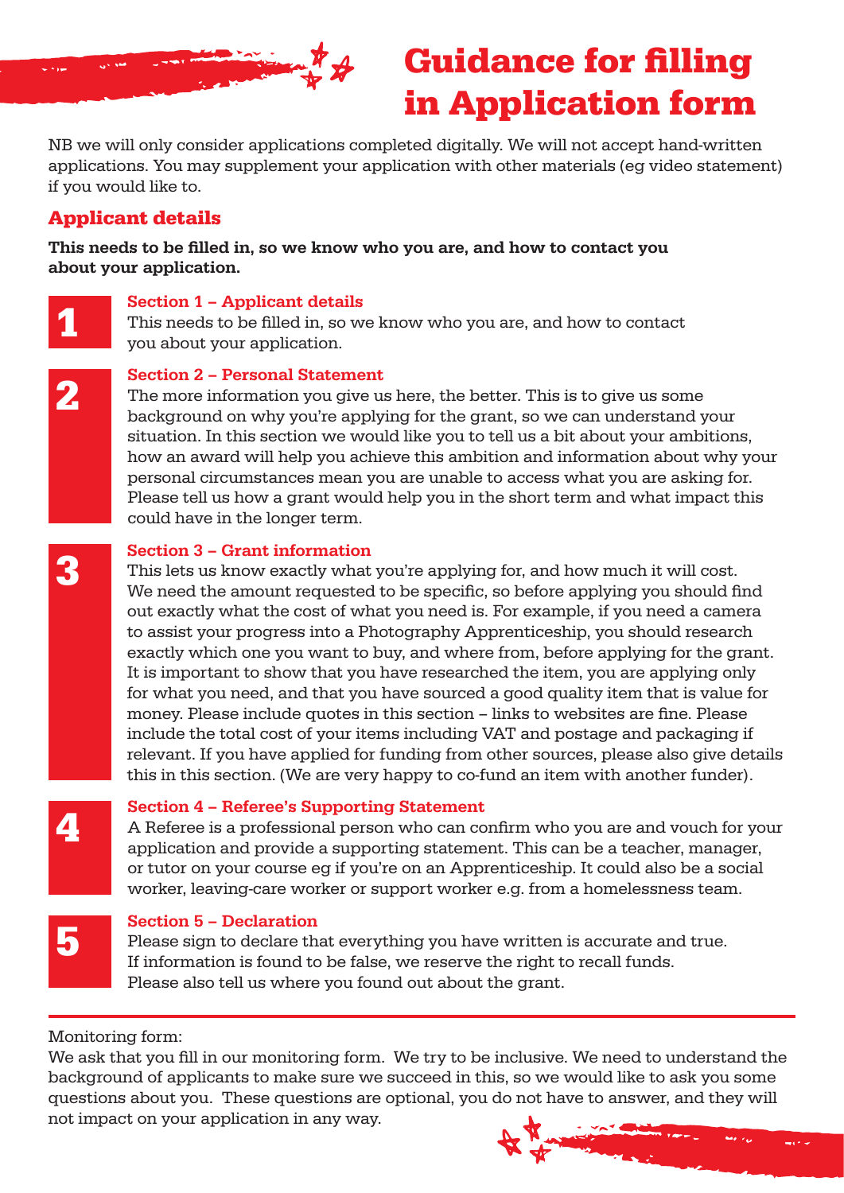# Guidance for filling in Application form

NB we will only consider applications completed digitally. We will not accept hand-written applications. You may supplement your application with other materials (eg video statement) if you would like to.

## Applicant details

**This needs to be filled in, so we know who you are, and how to contact you about your application.**

### 1 Section 1 – Applicant details

This needs to be filled in, so we know who you are, and how to contact you about your application.

### 2 Section 2 – Personal Statement

The more information you give us here, the better. This is to give us some background on why you're applying for the grant, so we can understand your situation. In this section we would like you to tell us a bit about your ambitions, how an award will help you achieve this ambition and information about why your personal circumstances mean you are unable to access what you are asking for. Please tell us how a grant would help you in the short term and what impact this could have in the longer term.

### 3 Section 3 – Grant information

This lets us know exactly what you're applying for, and how much it will cost. We need the amount requested to be specific, so before applying you should find out exactly what the cost of what you need is. For example, if you need a camera to assist your progress into a Photography Apprenticeship, you should research exactly which one you want to buy, and where from, before applying for the grant. It is important to show that you have researched the item, you are applying only for what you need, and that you have sourced a good quality item that is value for money. Please include quotes in this section – links to websites are fine. Please include the total cost of your items including VAT and postage and packaging if relevant. If you have applied for funding from other sources, please also give details this in this section. (We are very happy to co-fund an item with another funder).

### 4 Section 4 – Referee's Supporting Statement

A Referee is a professional person who can confirm who you are and vouch for your application and provide a supporting statement. This can be a teacher, manager, or tutor on your course eg if you're on an Apprenticeship. It could also be a social worker, leaving-care worker or support worker e.g. from a homelessness team.

### 5 Section 5 – Declaration

Please sign to declare that everything you have written is accurate and true. If information is found to be false, we reserve the right to recall funds. Please also tell us where you found out about the grant.

---

Monitoring form:

We ask that you fill in our monitoring form. We try to be inclusive. We need to understand the background of applicants to make sure we succeed in this, so we would like to ask you some questions about you. These questions are optional, you do not have to answer, and they will not impact on your application in any way.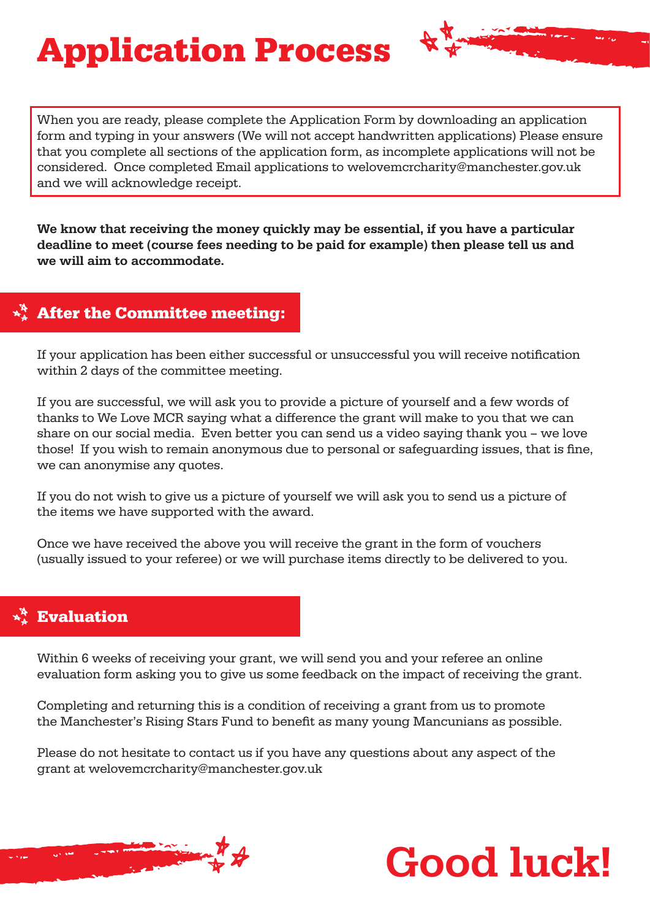# Application Process

When you are ready, please complete the Application Form by downloading an application form and typing in your answers (We will not accept handwritten applications) Please ensure that you complete all sections of the application form, as incomplete applications will not be considered.  Once completed Email applications to welovemcrcharity@manchester.gov.uk and we will acknowledge receipt.

**We know that receiving the money quickly may be essential, if you have a particular deadline to meet (course fees needing to be paid for example) then please tell us and we will aim to accommodate.**

## After the Committee meeting:

If your application has been either successful or unsuccessful you will receive notification within 2 days of the committee meeting.

If you are successful, we will ask you to provide a picture of yourself and a few words of thanks to We Love MCR saying what a difference the grant will make to you that we can share on our social media.  Even better you can send us a video saying thank you – we love those!  If you wish to remain anonymous due to personal or safeguarding issues, that is fine, we can anonymise any quotes.

If you do not wish to give us a picture of yourself we will ask you to send us a picture of the items we have supported with the award.

Once we have received the above you will receive the grant in the form of vouchers (usually issued to your referee) or we will purchase items directly to be delivered to you.

## Evaluation

Within 6 weeks of receiving your grant, we will send you and your referee an online evaluation form asking you to give us some feedback on the impact of receiving the grant.

Completing and returning this is a condition of receiving a grant from us to promote the Manchester's Rising Stars Fund to benefit as many young Mancunians as possible.

Please do not hesitate to contact us if you have any questions about any aspect of the grant at welovemcrcharity@manchester.gov.uk

# Good luck!